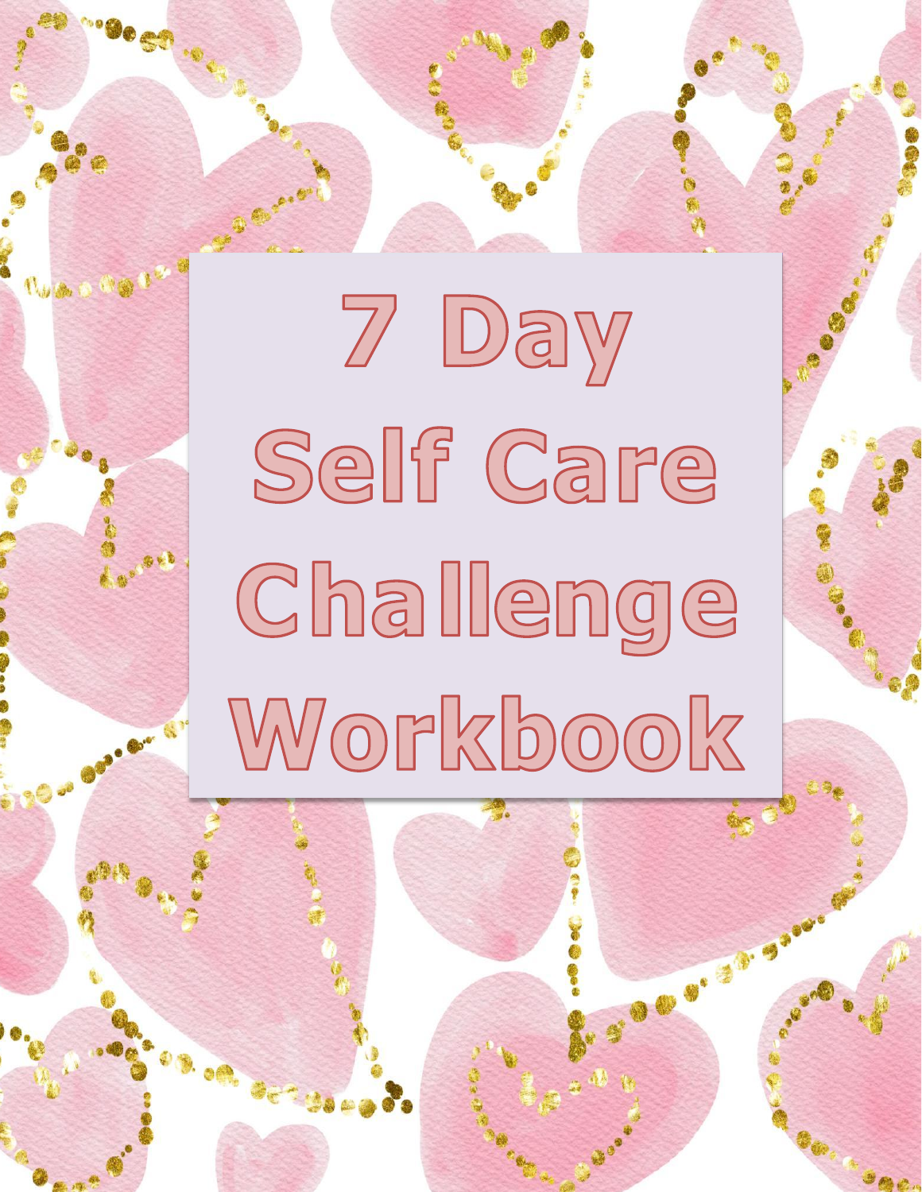# 7 Day Self Care Challenge Workbook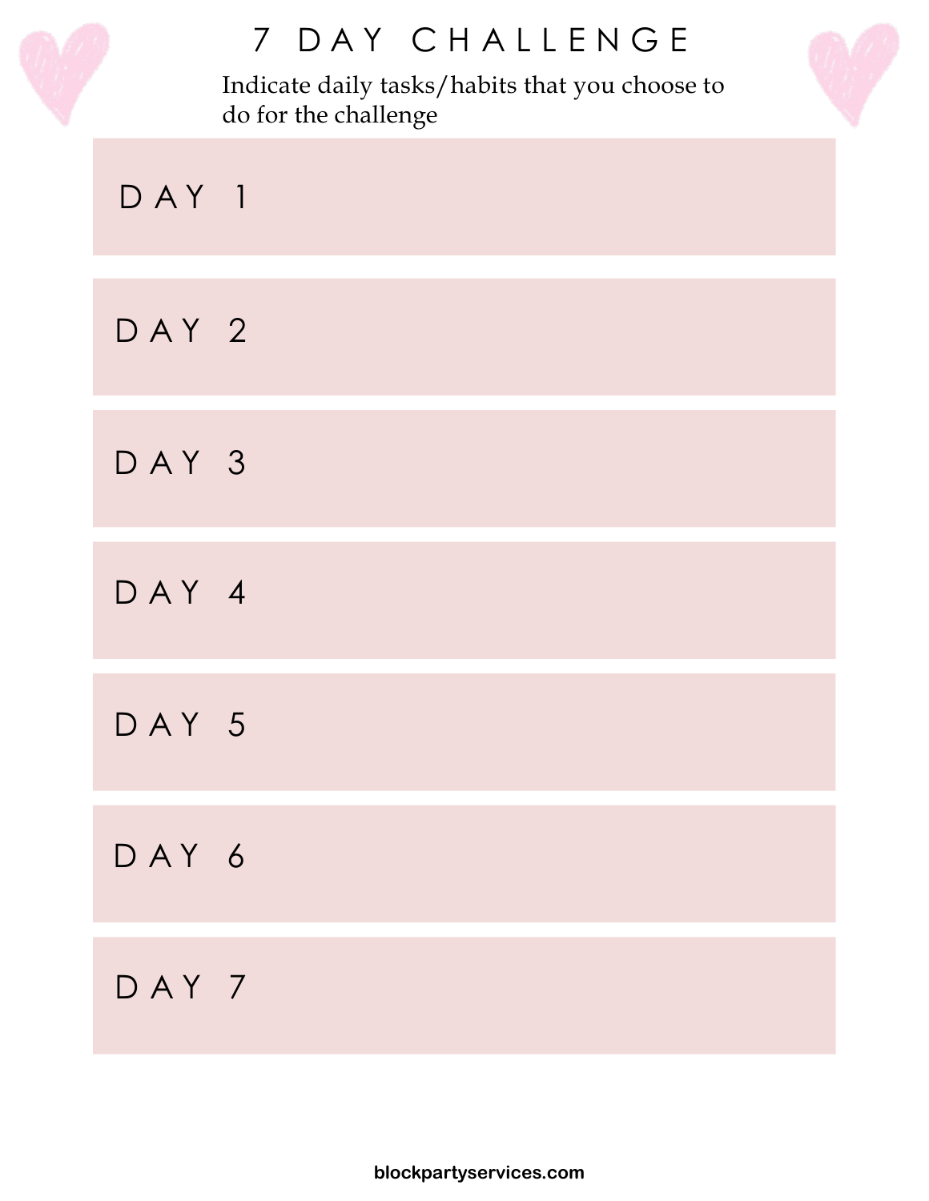# 7 DAY CHALLENGE

Indicate daily tasks/habits that you choose to do for the challenge

## DAY 1

## DAY 2

## DAY 3

## DAY 4

## DAY 5

## DAY 6

## DAY 7

blockpartyservices.com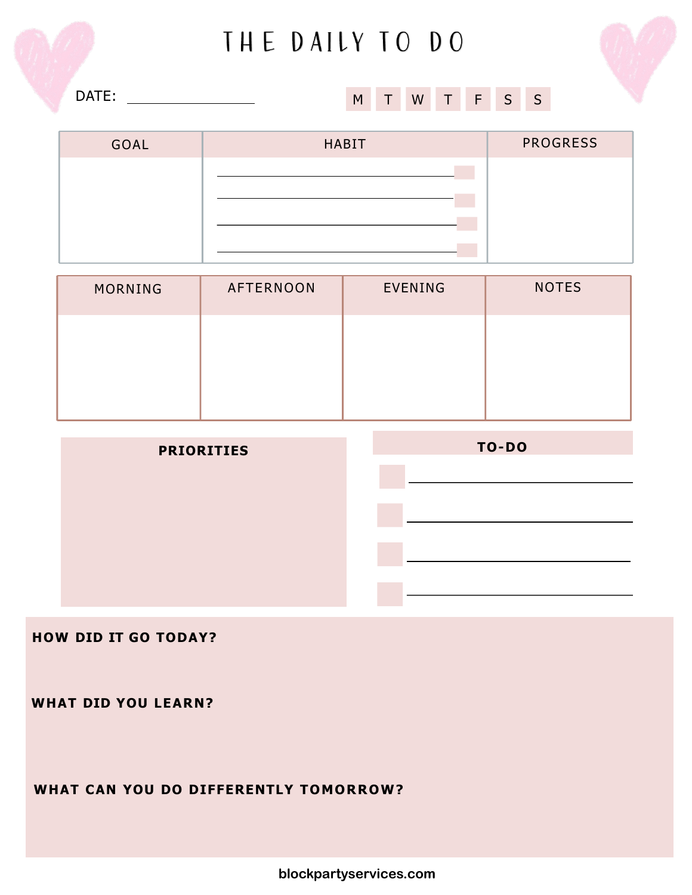# THE DAILY TO DO

DATE: ____________________

M T W T F S S

| GOAL | HABIT | PROGRESS |
|---|---|---|
| | ______________________ ☐<br>______________________ ☐<br>______________________ ☐<br>______________________ ☐ | |

| MORNING | AFTERNOON | EVENING | NOTES |
|---|---|---|---|
| | | | |

**PRIORITIES**

**TO-DO**

- ☐ ______________________
- ☐ ______________________
- ☐ ______________________
- ☐ ______________________

**HOW DID IT GO TODAY?**

**WHAT DID YOU LEARN?**

**WHAT CAN YOU DO DIFFERENTLY TOMORROW?**

blockpartyservices.com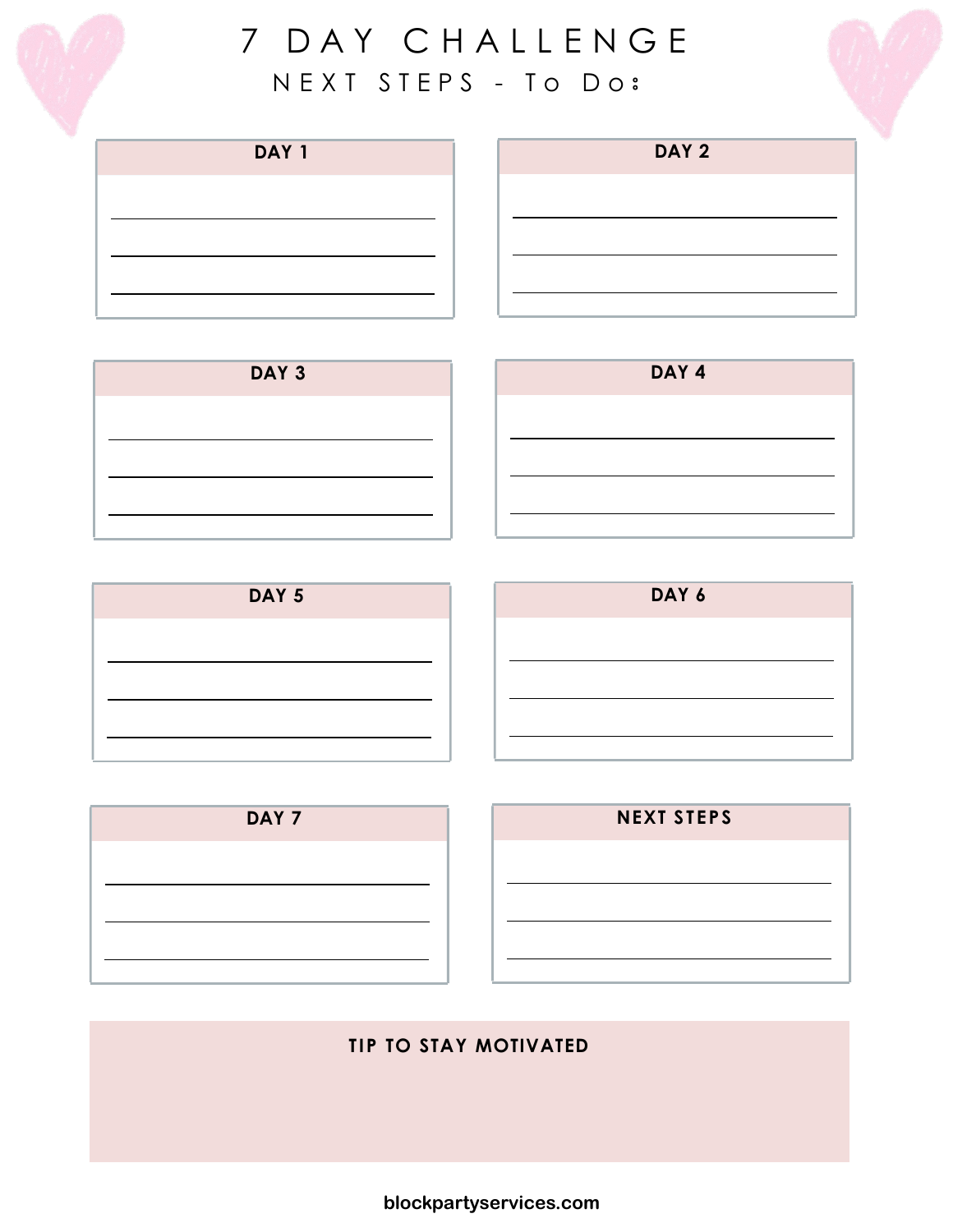# 7 DAY CHALLENGE

## NEXT STEPS - To Do:

### DAY 1

___

___

___

### DAY 2

___

___

___

### DAY 3

___

___

___

### DAY 4

___

___

___

### DAY 5

___

___

___

### DAY 6

___

___

___

### DAY 7

___

___

___

### NEXT STEPS

___

___

___

### TIP TO STAY MOTIVATED

blockpartyservices.com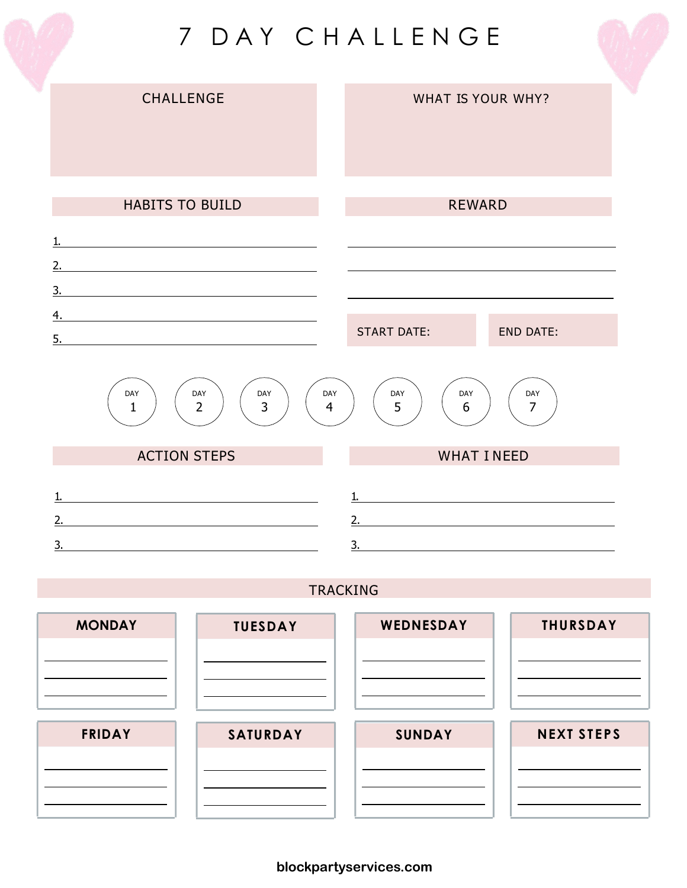# 7 DAY CHALLENGE

## CHALLENGE

## WHAT IS YOUR WHY?

## HABITS TO BUILD

1. ____________________
2. ____________________
3. ____________________
4. ____________________
5. ____________________

## REWARD

____________________

____________________

____________________

START DATE:

END DATE:

DAY 1 | DAY 2 | DAY 3 | DAY 4 | DAY 5 | DAY 6 | DAY 7

## ACTION STEPS

1. ____________________
2. ____________________
3. ____________________

## WHAT I NEED

1. ____________________
2. ____________________
3. ____________________

## TRACKING

**MONDAY**

**TUESDAY**

**WEDNESDAY**

**THURSDAY**

**FRIDAY**

**SATURDAY**

**SUNDAY**

**NEXT STEPS**

blockpartyservices.com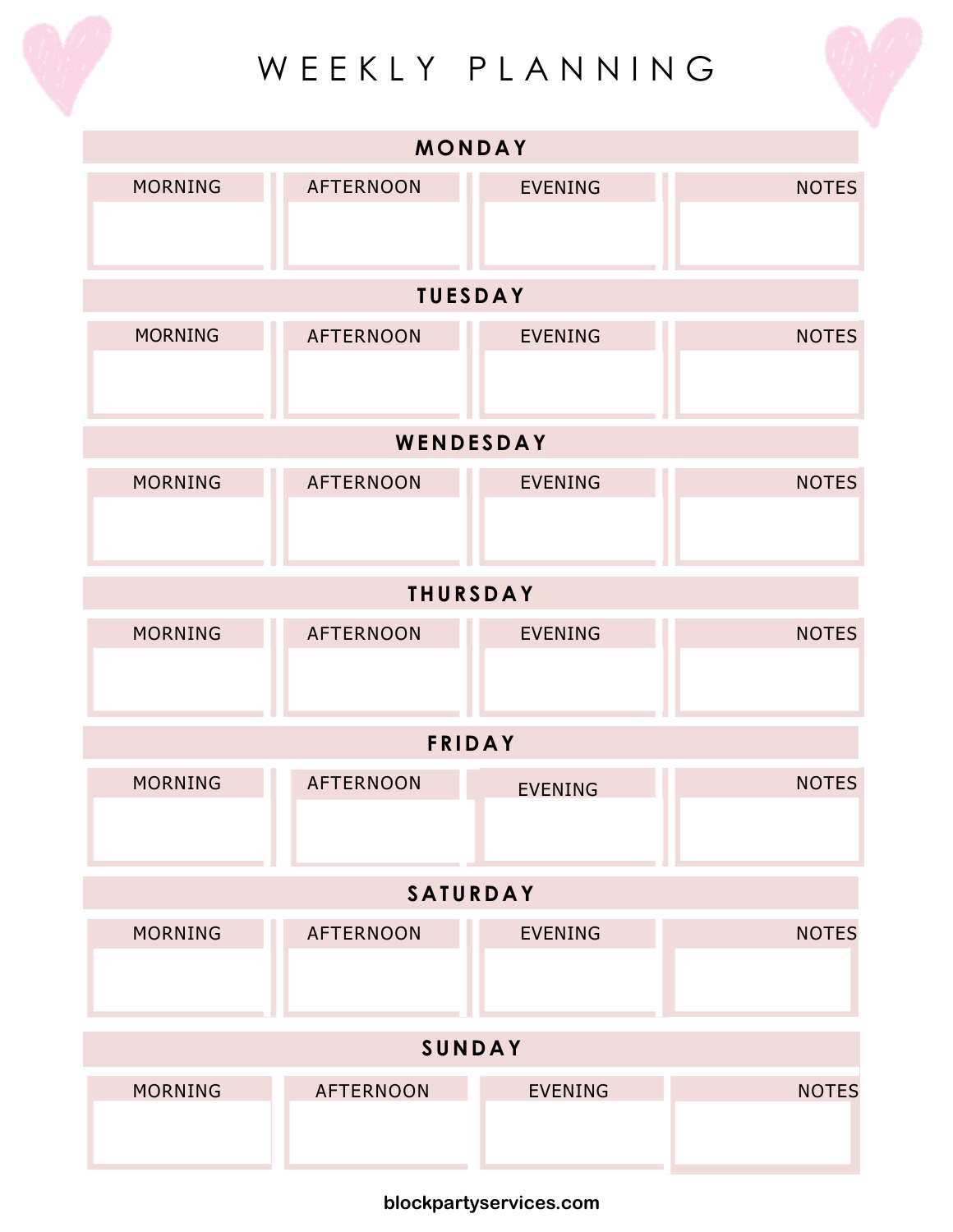# WEEKLY PLANNING

## MONDAY

| MORNING | AFTERNOON | EVENING | NOTES |
| --- | --- | --- | --- |
| | | | |

## TUESDAY

| MORNING | AFTERNOON | EVENING | NOTES |
| --- | --- | --- | --- |
| | | | |

## WENDESDAY

| MORNING | AFTERNOON | EVENING | NOTES |
| --- | --- | --- | --- |
| | | | |

## THURSDAY

| MORNING | AFTERNOON | EVENING | NOTES |
| --- | --- | --- | --- |
| | | | |

## FRIDAY

| MORNING | AFTERNOON | EVENING | NOTES |
| --- | --- | --- | --- |
| | | | |

## SATURDAY

| MORNING | AFTERNOON | EVENING | NOTES |
| --- | --- | --- | --- |
| | | | |

## SUNDAY

| MORNING | AFTERNOON | EVENING | NOTES |
| --- | --- | --- | --- |
| | | | |

blockpartyservices.com